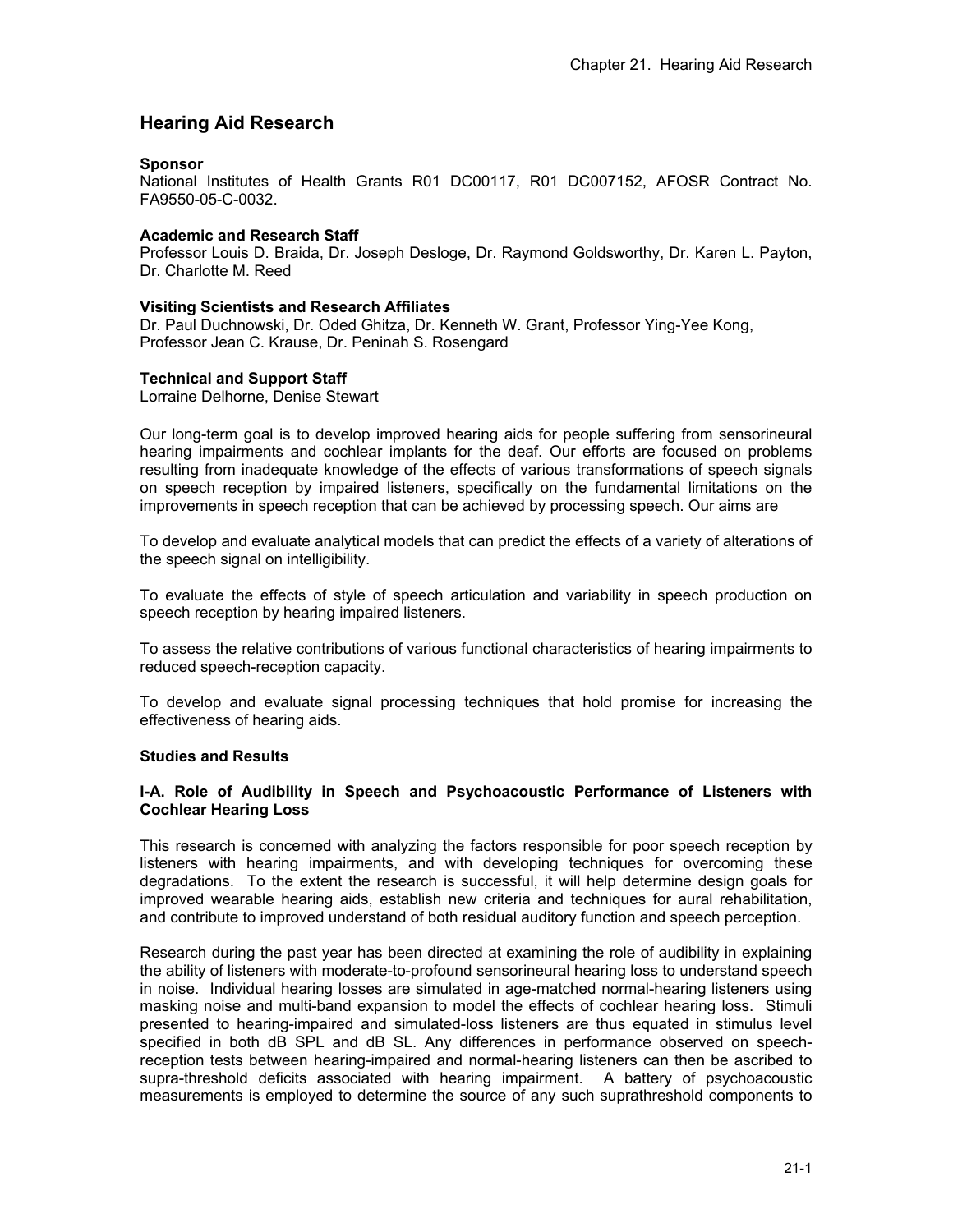# Hearing Aid Research

**Sponsor**
National Institutes of Health Grants R01 DC00117, R01 DC007152, AFOSR Contract No. FA9550-05-C-0032.

**Academic and Research Staff**
Professor Louis D. Braida, Dr. Joseph Desloge, Dr. Raymond Goldsworthy, Dr. Karen L. Payton, Dr. Charlotte M. Reed

**Visiting Scientists and Research Affiliates**
Dr. Paul Duchnowski, Dr. Oded Ghitza, Dr. Kenneth W. Grant, Professor Ying-Yee Kong, Professor Jean C. Krause, Dr. Peninah S. Rosengard

**Technical and Support Staff**
Lorraine Delhorne, Denise Stewart

Our long-term goal is to develop improved hearing aids for people suffering from sensorineural hearing impairments and cochlear implants for the deaf. Our efforts are focused on problems resulting from inadequate knowledge of the effects of various transformations of speech signals on speech reception by impaired listeners, specifically on the fundamental limitations on the improvements in speech reception that can be achieved by processing speech. Our aims are

To develop and evaluate analytical models that can predict the effects of a variety of alterations of the speech signal on intelligibility.

To evaluate the effects of style of speech articulation and variability in speech production on speech reception by hearing impaired listeners.

To assess the relative contributions of various functional characteristics of hearing impairments to reduced speech-reception capacity.

To develop and evaluate signal processing techniques that hold promise for increasing the effectiveness of hearing aids.

**Studies and Results**

**I-A. Role of Audibility in Speech and Psychoacoustic Performance of Listeners with Cochlear Hearing Loss**

This research is concerned with analyzing the factors responsible for poor speech reception by listeners with hearing impairments, and with developing techniques for overcoming these degradations. To the extent the research is successful, it will help determine design goals for improved wearable hearing aids, establish new criteria and techniques for aural rehabilitation, and contribute to improved understand of both residual auditory function and speech perception.

Research during the past year has been directed at examining the role of audibility in explaining the ability of listeners with moderate-to-profound sensorineural hearing loss to understand speech in noise. Individual hearing losses are simulated in age-matched normal-hearing listeners using masking noise and multi-band expansion to model the effects of cochlear hearing loss. Stimuli presented to hearing-impaired and simulated-loss listeners are thus equated in stimulus level specified in both dB SPL and dB SL. Any differences in performance observed on speech-reception tests between hearing-impaired and normal-hearing listeners can then be ascribed to supra-threshold deficits associated with hearing impairment. A battery of psychoacoustic measurements is employed to determine the source of any such suprathreshold components to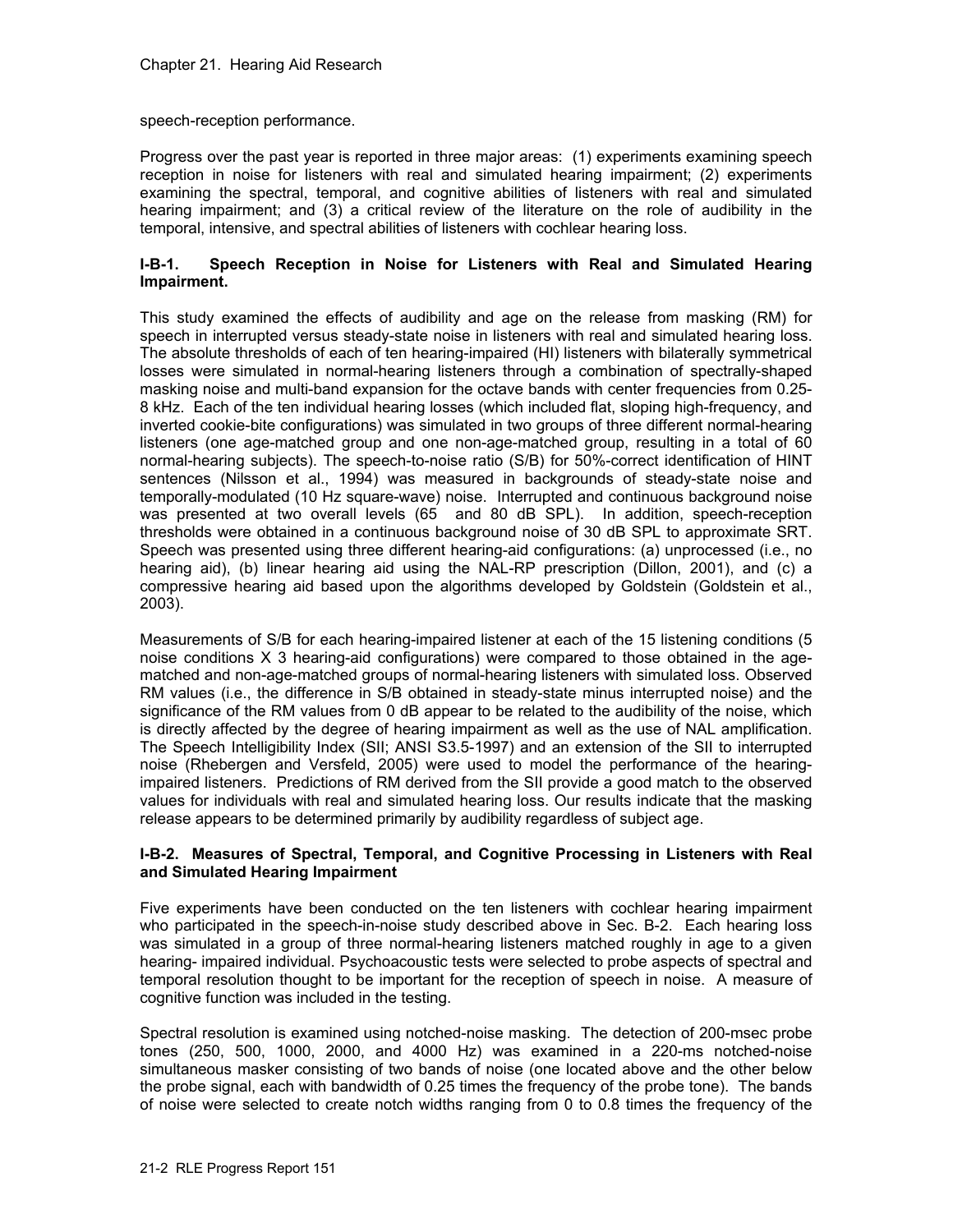speech-reception performance.

Progress over the past year is reported in three major areas: (1) experiments examining speech reception in noise for listeners with real and simulated hearing impairment; (2) experiments examining the spectral, temporal, and cognitive abilities of listeners with real and simulated hearing impairment; and (3) a critical review of the literature on the role of audibility in the temporal, intensive, and spectral abilities of listeners with cochlear hearing loss.

### I-B-1. Speech Reception in Noise for Listeners with Real and Simulated Hearing Impairment.

This study examined the effects of audibility and age on the release from masking (RM) for speech in interrupted versus steady-state noise in listeners with real and simulated hearing loss. The absolute thresholds of each of ten hearing-impaired (HI) listeners with bilaterally symmetrical losses were simulated in normal-hearing listeners through a combination of spectrally-shaped masking noise and multi-band expansion for the octave bands with center frequencies from 0.25-8 kHz. Each of the ten individual hearing losses (which included flat, sloping high-frequency, and inverted cookie-bite configurations) was simulated in two groups of three different normal-hearing listeners (one age-matched group and one non-age-matched group, resulting in a total of 60 normal-hearing subjects). The speech-to-noise ratio (S/B) for 50%-correct identification of HINT sentences (Nilsson et al., 1994) was measured in backgrounds of steady-state noise and temporally-modulated (10 Hz square-wave) noise. Interrupted and continuous background noise was presented at two overall levels (65 and 80 dB SPL). In addition, speech-reception thresholds were obtained in a continuous background noise of 30 dB SPL to approximate SRT. Speech was presented using three different hearing-aid configurations: (a) unprocessed (i.e., no hearing aid), (b) linear hearing aid using the NAL-RP prescription (Dillon, 2001), and (c) a compressive hearing aid based upon the algorithms developed by Goldstein (Goldstein et al., 2003).

Measurements of S/B for each hearing-impaired listener at each of the 15 listening conditions (5 noise conditions X 3 hearing-aid configurations) were compared to those obtained in the age-matched and non-age-matched groups of normal-hearing listeners with simulated loss. Observed RM values (i.e., the difference in S/B obtained in steady-state minus interrupted noise) and the significance of the RM values from 0 dB appear to be related to the audibility of the noise, which is directly affected by the degree of hearing impairment as well as the use of NAL amplification. The Speech Intelligibility Index (SII; ANSI S3.5-1997) and an extension of the SII to interrupted noise (Rhebergen and Versfeld, 2005) were used to model the performance of the hearing-impaired listeners. Predictions of RM derived from the SII provide a good match to the observed values for individuals with real and simulated hearing loss. Our results indicate that the masking release appears to be determined primarily by audibility regardless of subject age.

### I-B-2. Measures of Spectral, Temporal, and Cognitive Processing in Listeners with Real and Simulated Hearing Impairment

Five experiments have been conducted on the ten listeners with cochlear hearing impairment who participated in the speech-in-noise study described above in Sec. B-2. Each hearing loss was simulated in a group of three normal-hearing listeners matched roughly in age to a given hearing- impaired individual. Psychoacoustic tests were selected to probe aspects of spectral and temporal resolution thought to be important for the reception of speech in noise. A measure of cognitive function was included in the testing.

Spectral resolution is examined using notched-noise masking. The detection of 200-msec probe tones (250, 500, 1000, 2000, and 4000 Hz) was examined in a 220-ms notched-noise simultaneous masker consisting of two bands of noise (one located above and the other below the probe signal, each with bandwidth of 0.25 times the frequency of the probe tone). The bands of noise were selected to create notch widths ranging from 0 to 0.8 times the frequency of the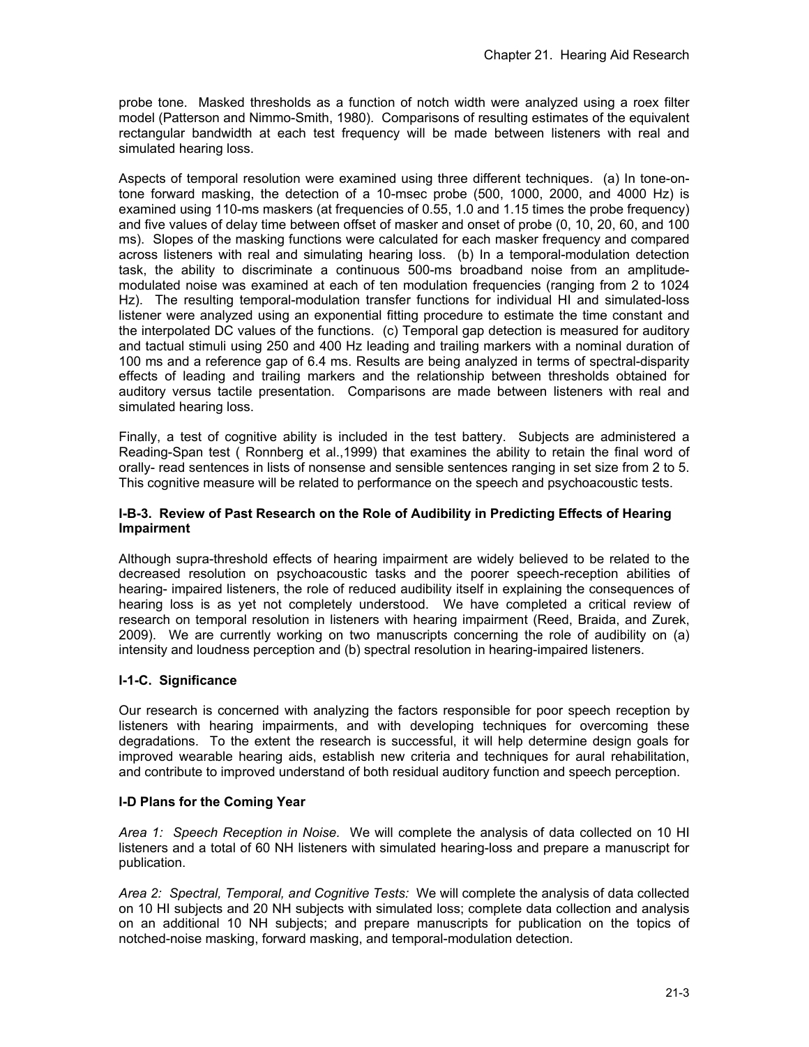probe tone. Masked thresholds as a function of notch width were analyzed using a roex filter model (Patterson and Nimmo-Smith, 1980). Comparisons of resulting estimates of the equivalent rectangular bandwidth at each test frequency will be made between listeners with real and simulated hearing loss.

Aspects of temporal resolution were examined using three different techniques. (a) In tone-on-tone forward masking, the detection of a 10-msec probe (500, 1000, 2000, and 4000 Hz) is examined using 110-ms maskers (at frequencies of 0.55, 1.0 and 1.15 times the probe frequency) and five values of delay time between offset of masker and onset of probe (0, 10, 20, 60, and 100 ms). Slopes of the masking functions were calculated for each masker frequency and compared across listeners with real and simulating hearing loss. (b) In a temporal-modulation detection task, the ability to discriminate a continuous 500-ms broadband noise from an amplitude-modulated noise was examined at each of ten modulation frequencies (ranging from 2 to 1024 Hz). The resulting temporal-modulation transfer functions for individual HI and simulated-loss listener were analyzed using an exponential fitting procedure to estimate the time constant and the interpolated DC values of the functions. (c) Temporal gap detection is measured for auditory and tactual stimuli using 250 and 400 Hz leading and trailing markers with a nominal duration of 100 ms and a reference gap of 6.4 ms. Results are being analyzed in terms of spectral-disparity effects of leading and trailing markers and the relationship between thresholds obtained for auditory versus tactile presentation. Comparisons are made between listeners with real and simulated hearing loss.

Finally, a test of cognitive ability is included in the test battery. Subjects are administered a Reading-Span test ( Ronnberg et al.,1999) that examines the ability to retain the final word of orally- read sentences in lists of nonsense and sensible sentences ranging in set size from 2 to 5. This cognitive measure will be related to performance on the speech and psychoacoustic tests.

### I-B-3. Review of Past Research on the Role of Audibility in Predicting Effects of Hearing Impairment

Although supra-threshold effects of hearing impairment are widely believed to be related to the decreased resolution on psychoacoustic tasks and the poorer speech-reception abilities of hearing- impaired listeners, the role of reduced audibility itself in explaining the consequences of hearing loss is as yet not completely understood. We have completed a critical review of research on temporal resolution in listeners with hearing impairment (Reed, Braida, and Zurek, 2009). We are currently working on two manuscripts concerning the role of audibility on (a) intensity and loudness perception and (b) spectral resolution in hearing-impaired listeners.

### I-1-C. Significance

Our research is concerned with analyzing the factors responsible for poor speech reception by listeners with hearing impairments, and with developing techniques for overcoming these degradations. To the extent the research is successful, it will help determine design goals for improved wearable hearing aids, establish new criteria and techniques for aural rehabilitation, and contribute to improved understand of both residual auditory function and speech perception.

### I-D Plans for the Coming Year

*Area 1: Speech Reception in Noise.* We will complete the analysis of data collected on 10 HI listeners and a total of 60 NH listeners with simulated hearing-loss and prepare a manuscript for publication.

*Area 2: Spectral, Temporal, and Cognitive Tests:* We will complete the analysis of data collected on 10 HI subjects and 20 NH subjects with simulated loss; complete data collection and analysis on an additional 10 NH subjects; and prepare manuscripts for publication on the topics of notched-noise masking, forward masking, and temporal-modulation detection.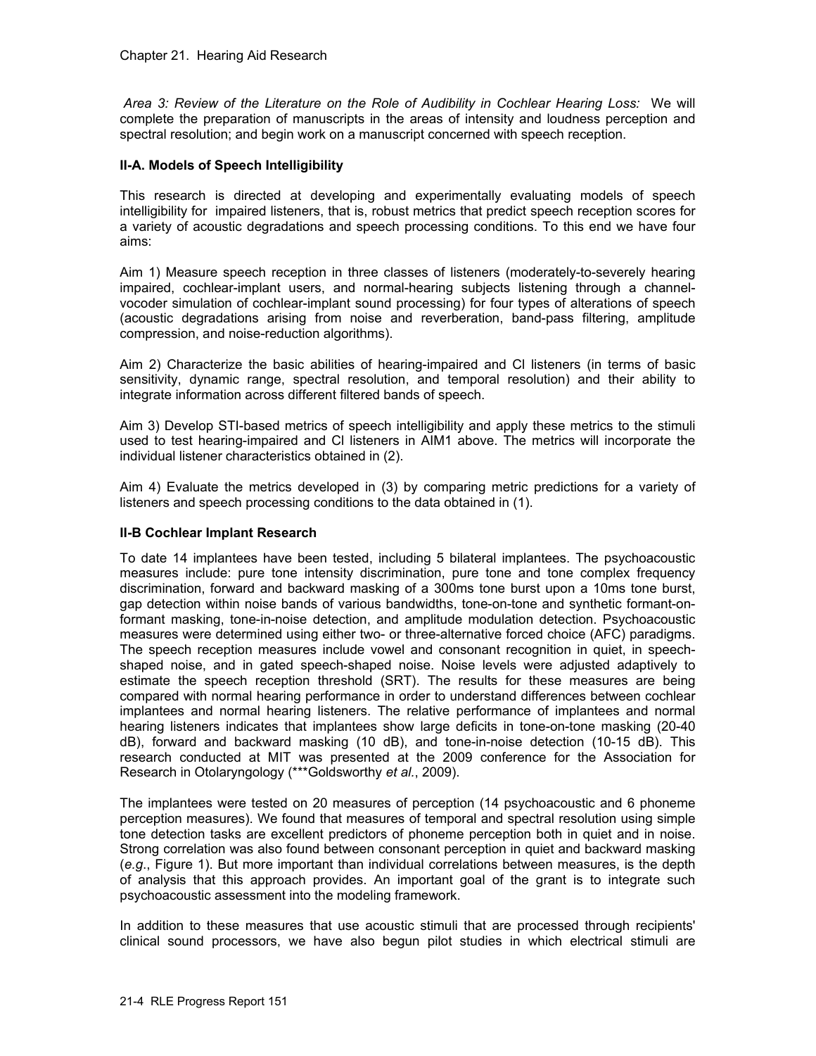*Area 3: Review of the Literature on the Role of Audibility in Cochlear Hearing Loss:* We will complete the preparation of manuscripts in the areas of intensity and loudness perception and spectral resolution; and begin work on a manuscript concerned with speech reception.

### II-A. Models of Speech Intelligibility

This research is directed at developing and experimentally evaluating models of speech intelligibility for impaired listeners, that is, robust metrics that predict speech reception scores for a variety of acoustic degradations and speech processing conditions. To this end we have four aims:

Aim 1) Measure speech reception in three classes of listeners (moderately-to-severely hearing impaired, cochlear-implant users, and normal-hearing subjects listening through a channel-vocoder simulation of cochlear-implant sound processing) for four types of alterations of speech (acoustic degradations arising from noise and reverberation, band-pass filtering, amplitude compression, and noise-reduction algorithms).

Aim 2) Characterize the basic abilities of hearing-impaired and CI listeners (in terms of basic sensitivity, dynamic range, spectral resolution, and temporal resolution) and their ability to integrate information across different filtered bands of speech.

Aim 3) Develop STI-based metrics of speech intelligibility and apply these metrics to the stimuli used to test hearing-impaired and CI listeners in AIM1 above. The metrics will incorporate the individual listener characteristics obtained in (2).

Aim 4) Evaluate the metrics developed in (3) by comparing metric predictions for a variety of listeners and speech processing conditions to the data obtained in (1).

### II-B Cochlear Implant Research

To date 14 implantees have been tested, including 5 bilateral implantees. The psychoacoustic measures include: pure tone intensity discrimination, pure tone and tone complex frequency discrimination, forward and backward masking of a 300ms tone burst upon a 10ms tone burst, gap detection within noise bands of various bandwidths, tone-on-tone and synthetic formant-on-formant masking, tone-in-noise detection, and amplitude modulation detection. Psychoacoustic measures were determined using either two- or three-alternative forced choice (AFC) paradigms. The speech reception measures include vowel and consonant recognition in quiet, in speech-shaped noise, and in gated speech-shaped noise. Noise levels were adjusted adaptively to estimate the speech reception threshold (SRT). The results for these measures are being compared with normal hearing performance in order to understand differences between cochlear implantees and normal hearing listeners. The relative performance of implantees and normal hearing listeners indicates that implantees show large deficits in tone-on-tone masking (20-40 dB), forward and backward masking (10 dB), and tone-in-noise detection (10-15 dB). This research conducted at MIT was presented at the 2009 conference for the Association for Research in Otolaryngology (***Goldsworthy *et al.*, 2009).

The implantees were tested on 20 measures of perception (14 psychoacoustic and 6 phoneme perception measures). We found that measures of temporal and spectral resolution using simple tone detection tasks are excellent predictors of phoneme perception both in quiet and in noise. Strong correlation was also found between consonant perception in quiet and backward masking (*e.g.*, Figure 1). But more important than individual correlations between measures, is the depth of analysis that this approach provides. An important goal of the grant is to integrate such psychoacoustic assessment into the modeling framework.

In addition to these measures that use acoustic stimuli that are processed through recipients' clinical sound processors, we have also begun pilot studies in which electrical stimuli are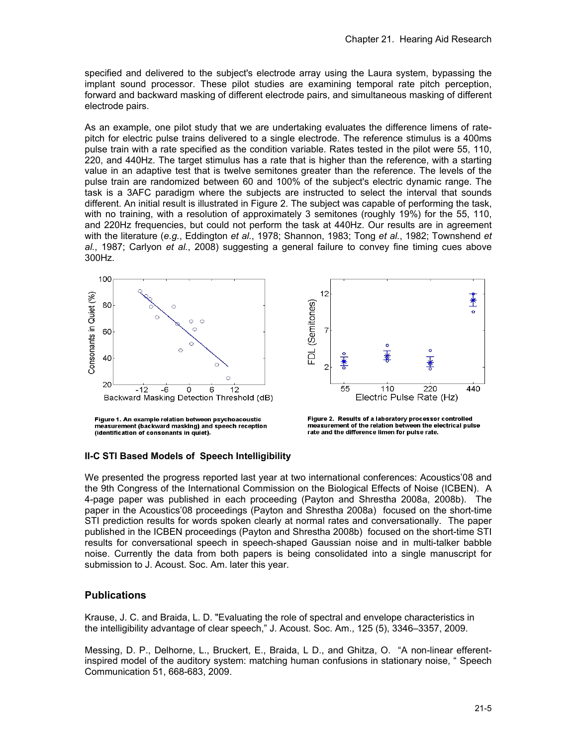specified and delivered to the subject's electrode array using the Laura system, bypassing the implant sound processor. These pilot studies are examining temporal rate pitch perception, forward and backward masking of different electrode pairs, and simultaneous masking of different electrode pairs.

As an example, one pilot study that we are undertaking evaluates the difference limens of rate-pitch for electric pulse trains delivered to a single electrode. The reference stimulus is a 400ms pulse train with a rate specified as the condition variable. Rates tested in the pilot were 55, 110, 220, and 440Hz. The target stimulus has a rate that is higher than the reference, with a starting value in an adaptive test that is twelve semitones greater than the reference. The levels of the pulse train are randomized between 60 and 100% of the subject's electric dynamic range. The task is a 3AFC paradigm where the subjects are instructed to select the interval that sounds different. An initial result is illustrated in Figure 2. The subject was capable of performing the task, with no training, with a resolution of approximately 3 semitones (roughly 19%) for the 55, 110, and 220Hz frequencies, but could not perform the task at 440Hz. Our results are in agreement with the literature (*e.g.*, Eddington *et al.*, 1978; Shannon, 1983; Tong *et al.*, 1982; Townshend *et al.*, 1987; Carlyon *et al.*, 2008) suggesting a general failure to convey fine timing cues above 300Hz.

**Figure 1. An example relation between psychoacoustic measurement (backward masking) and speech reception (identification of consonants in quiet).**

**Figure 2. Results of a laboratory processor controlled measurement of the relation between the electrical pulse rate and the difference limen for pulse rate.**

### II-C STI Based Models of Speech Intelligibility

We presented the progress reported last year at two international conferences: Acoustics'08 and the 9th Congress of the International Commission on the Biological Effects of Noise (ICBEN). A 4-page paper was published in each proceeding (Payton and Shrestha 2008a, 2008b). The paper in the Acoustics'08 proceedings (Payton and Shrestha 2008a) focused on the short-time STI prediction results for words spoken clearly at normal rates and conversationally. The paper published in the ICBEN proceedings (Payton and Shrestha 2008b) focused on the short-time STI results for conversational speech in speech-shaped Gaussian noise and in multi-talker babble noise. Currently the data from both papers is being consolidated into a single manuscript for submission to J. Acoust. Soc. Am. later this year.

## Publications

Krause, J. C. and Braida, L. D. "Evaluating the role of spectral and envelope characteristics in the intelligibility advantage of clear speech," J. Acoust. Soc. Am., 125 (5), 3346–3357, 2009.

Messing, D. P., Delhorne, L., Bruckert, E., Braida, L D., and Ghitza, O. "A non-linear efferent-inspired model of the auditory system: matching human confusions in stationary noise, " Speech Communication 51, 668-683, 2009.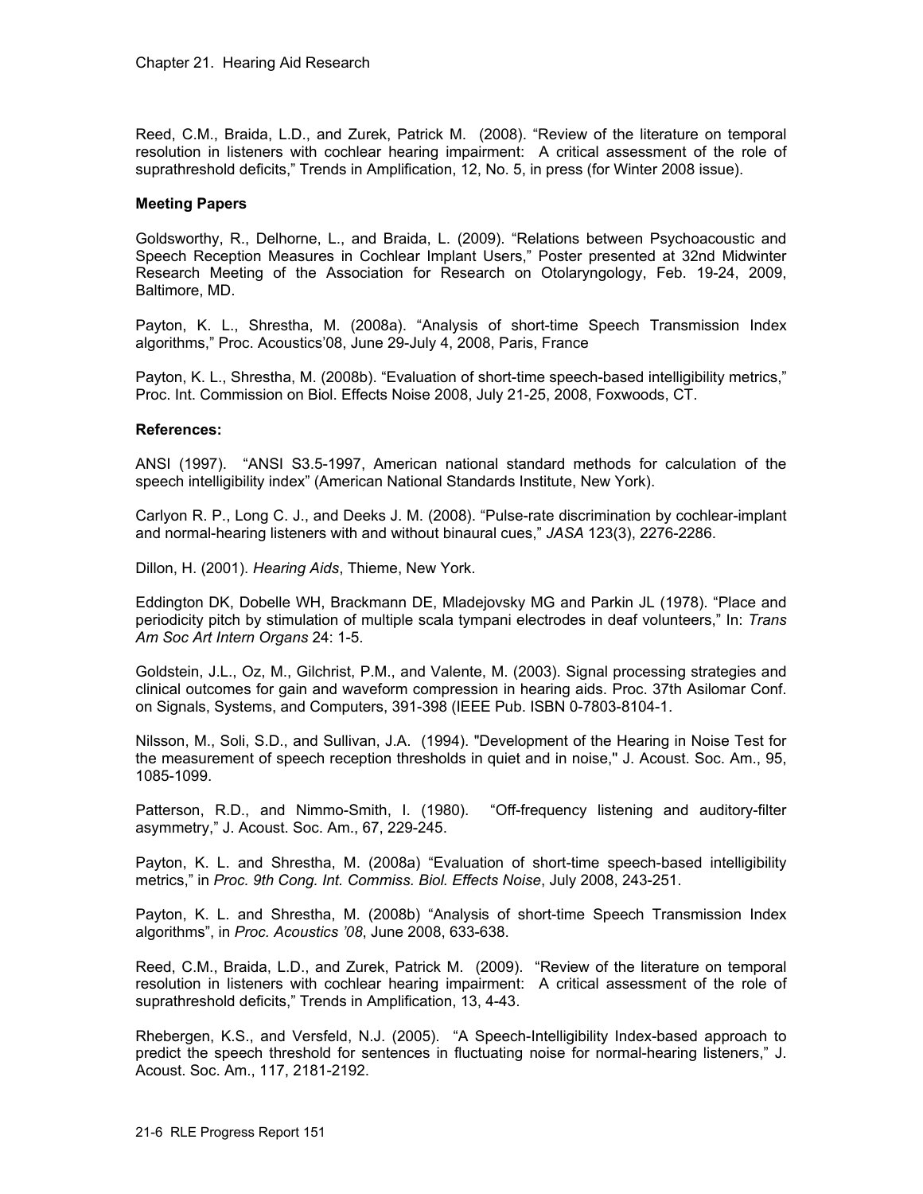Reed, C.M., Braida, L.D., and Zurek, Patrick M. (2008). "Review of the literature on temporal resolution in listeners with cochlear hearing impairment: A critical assessment of the role of suprathreshold deficits," Trends in Amplification, 12, No. 5, in press (for Winter 2008 issue).

### Meeting Papers

Goldsworthy, R., Delhorne, L., and Braida, L. (2009). "Relations between Psychoacoustic and Speech Reception Measures in Cochlear Implant Users," Poster presented at 32nd Midwinter Research Meeting of the Association for Research on Otolaryngology, Feb. 19-24, 2009, Baltimore, MD.

Payton, K. L., Shrestha, M. (2008a). "Analysis of short-time Speech Transmission Index algorithms," Proc. Acoustics'08, June 29-July 4, 2008, Paris, France

Payton, K. L., Shrestha, M. (2008b). "Evaluation of short-time speech-based intelligibility metrics," Proc. Int. Commission on Biol. Effects Noise 2008, July 21-25, 2008, Foxwoods, CT.

### References:

ANSI (1997). "ANSI S3.5-1997, American national standard methods for calculation of the speech intelligibility index" (American National Standards Institute, New York).

Carlyon R. P., Long C. J., and Deeks J. M. (2008). "Pulse-rate discrimination by cochlear-implant and normal-hearing listeners with and without binaural cues," *JASA* 123(3), 2276-2286.

Dillon, H. (2001). *Hearing Aids*, Thieme, New York.

Eddington DK, Dobelle WH, Brackmann DE, Mladejovsky MG and Parkin JL (1978). "Place and periodicity pitch by stimulation of multiple scala tympani electrodes in deaf volunteers," In: *Trans Am Soc Art Intern Organs* 24: 1-5.

Goldstein, J.L., Oz, M., Gilchrist, P.M., and Valente, M. (2003). Signal processing strategies and clinical outcomes for gain and waveform compression in hearing aids. Proc. 37th Asilomar Conf. on Signals, Systems, and Computers, 391-398 (IEEE Pub. ISBN 0-7803-8104-1.

Nilsson, M., Soli, S.D., and Sullivan, J.A. (1994). "Development of the Hearing in Noise Test for the measurement of speech reception thresholds in quiet and in noise," J. Acoust. Soc. Am., 95, 1085-1099.

Patterson, R.D., and Nimmo-Smith, I. (1980). "Off-frequency listening and auditory-filter asymmetry," J. Acoust. Soc. Am., 67, 229-245.

Payton, K. L. and Shrestha, M. (2008a) "Evaluation of short-time speech-based intelligibility metrics," in *Proc. 9th Cong. Int. Commiss. Biol. Effects Noise*, July 2008, 243-251.

Payton, K. L. and Shrestha, M. (2008b) "Analysis of short-time Speech Transmission Index algorithms", in *Proc. Acoustics '08*, June 2008, 633-638.

Reed, C.M., Braida, L.D., and Zurek, Patrick M. (2009). "Review of the literature on temporal resolution in listeners with cochlear hearing impairment: A critical assessment of the role of suprathreshold deficits," Trends in Amplification, 13, 4-43.

Rhebergen, K.S., and Versfeld, N.J. (2005). "A Speech-Intelligibility Index-based approach to predict the speech threshold for sentences in fluctuating noise for normal-hearing listeners," J. Acoust. Soc. Am., 117, 2181-2192.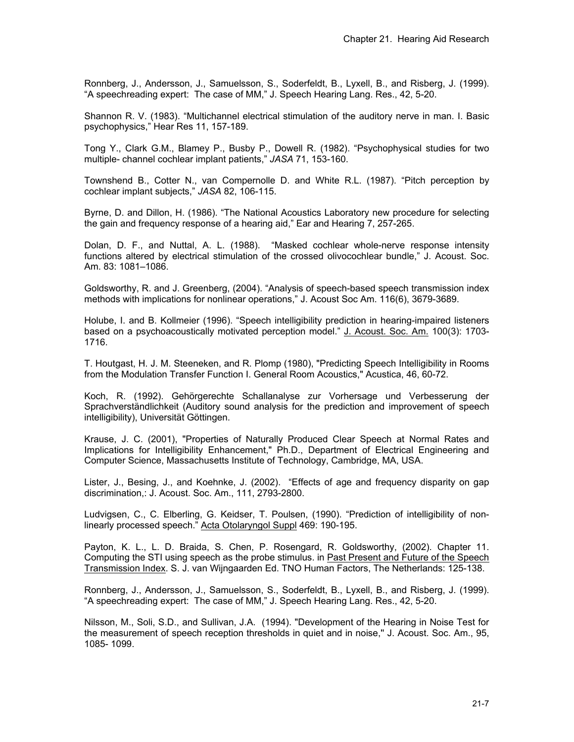Ronnberg, J., Andersson, J., Samuelsson, S., Soderfeldt, B., Lyxell, B., and Risberg, J. (1999). "A speechreading expert: The case of MM," J. Speech Hearing Lang. Res., 42, 5-20.

Shannon R. V. (1983). "Multichannel electrical stimulation of the auditory nerve in man. I. Basic psychophysics," Hear Res 11, 157-189.

Tong Y., Clark G.M., Blamey P., Busby P., Dowell R. (1982). "Psychophysical studies for two multiple- channel cochlear implant patients," *JASA* 71, 153-160.

Townshend B., Cotter N., van Compernolle D. and White R.L. (1987). "Pitch perception by cochlear implant subjects," *JASA* 82, 106-115.

Byrne, D. and Dillon, H. (1986). "The National Acoustics Laboratory new procedure for selecting the gain and frequency response of a hearing aid," Ear and Hearing 7, 257-265.

Dolan, D. F., and Nuttal, A. L. (1988). "Masked cochlear whole-nerve response intensity functions altered by electrical stimulation of the crossed olivocochlear bundle," J. Acoust. Soc. Am. 83: 1081–1086.

Goldsworthy, R. and J. Greenberg, (2004). "Analysis of speech-based speech transmission index methods with implications for nonlinear operations," J. Acoust Soc Am. 116(6), 3679-3689.

Holube, I. and B. Kollmeier (1996). "Speech intelligibility prediction in hearing-impaired listeners based on a psychoacoustically motivated perception model." J. Acoust. Soc. Am. 100(3): 1703-1716.

T. Houtgast, H. J. M. Steeneken, and R. Plomp (1980), "Predicting Speech Intelligibility in Rooms from the Modulation Transfer Function I. General Room Acoustics," Acustica, 46, 60-72.

Koch, R. (1992). Gehörgerechte Schallanalyse zur Vorhersage und Verbesserung der Sprachverständlichkeit (Auditory sound analysis for the prediction and improvement of speech intelligibility), Universität Göttingen.

Krause, J. C. (2001), "Properties of Naturally Produced Clear Speech at Normal Rates and Implications for Intelligibility Enhancement," Ph.D., Department of Electrical Engineering and Computer Science, Massachusetts Institute of Technology, Cambridge, MA, USA.

Lister, J., Besing, J., and Koehnke, J. (2002). "Effects of age and frequency disparity on gap discrimination,: J. Acoust. Soc. Am., 111, 2793-2800.

Ludvigsen, C., C. Elberling, G. Keidser, T. Poulsen, (1990). "Prediction of intelligibility of non-linearly processed speech." Acta Otolaryngol Suppl 469: 190-195.

Payton, K. L., L. D. Braida, S. Chen, P. Rosengard, R. Goldsworthy, (2002). Chapter 11. Computing the STI using speech as the probe stimulus. in Past Present and Future of the Speech Transmission Index. S. J. van Wijngaarden Ed. TNO Human Factors, The Netherlands: 125-138.

Ronnberg, J., Andersson, J., Samuelsson, S., Soderfeldt, B., Lyxell, B., and Risberg, J. (1999). "A speechreading expert: The case of MM," J. Speech Hearing Lang. Res., 42, 5-20.

Nilsson, M., Soli, S.D., and Sullivan, J.A. (1994). "Development of the Hearing in Noise Test for the measurement of speech reception thresholds in quiet and in noise," J. Acoust. Soc. Am., 95, 1085- 1099.